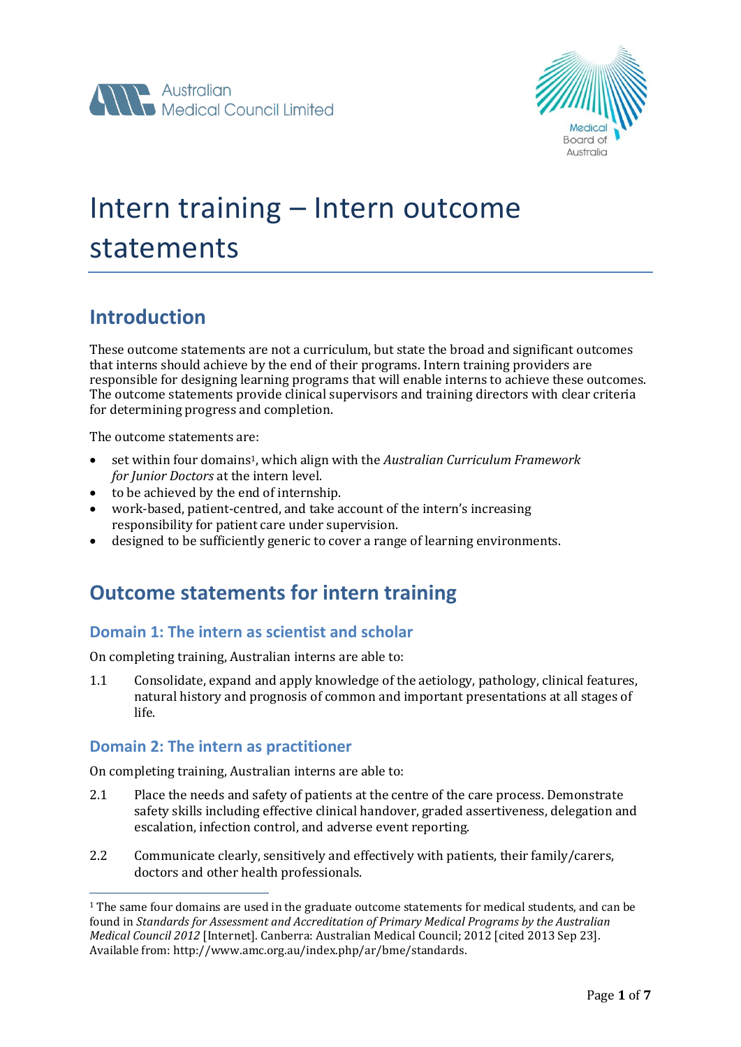Australian Medical Council Limited

Medical Board of Australia

# Intern training – Intern outcome statements

## Introduction

These outcome statements are not a curriculum, but state the broad and significant outcomes that interns should achieve by the end of their programs. Intern training providers are responsible for designing learning programs that will enable interns to achieve these outcomes. The outcome statements provide clinical supervisors and training directors with clear criteria for determining progress and completion.

The outcome statements are:

- set within four domains[1], which align with the *Australian Curriculum Framework for Junior Doctors* at the intern level.
- to be achieved by the end of internship.
- work-based, patient-centred, and take account of the intern's increasing responsibility for patient care under supervision.
- designed to be sufficiently generic to cover a range of learning environments.

## Outcome statements for intern training

### Domain 1: The intern as scientist and scholar

On completing training, Australian interns are able to:

1.1 Consolidate, expand and apply knowledge of the aetiology, pathology, clinical features, natural history and prognosis of common and important presentations at all stages of life.

### Domain 2: The intern as practitioner

On completing training, Australian interns are able to:

2.1 Place the needs and safety of patients at the centre of the care process. Demonstrate safety skills including effective clinical handover, graded assertiveness, delegation and escalation, infection control, and adverse event reporting.

2.2 Communicate clearly, sensitively and effectively with patients, their family/carers, doctors and other health professionals.

---

[1] The same four domains are used in the graduate outcome statements for medical students, and can be found in *Standards for Assessment and Accreditation of Primary Medical Programs by the Australian Medical Council 2012* [Internet]. Canberra: Australian Medical Council; 2012 [cited 2013 Sep 23]. Available from: http://www.amc.org.au/index.php/ar/bme/standards.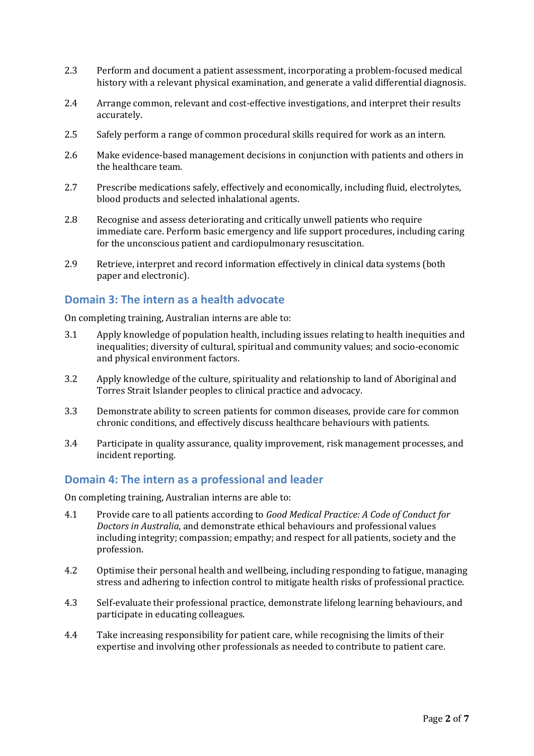2.3 Perform and document a patient assessment, incorporating a problem-focused medical history with a relevant physical examination, and generate a valid differential diagnosis.

2.4 Arrange common, relevant and cost-effective investigations, and interpret their results accurately.

2.5 Safely perform a range of common procedural skills required for work as an intern.

2.6 Make evidence-based management decisions in conjunction with patients and others in the healthcare team.

2.7 Prescribe medications safely, effectively and economically, including fluid, electrolytes, blood products and selected inhalational agents.

2.8 Recognise and assess deteriorating and critically unwell patients who require immediate care. Perform basic emergency and life support procedures, including caring for the unconscious patient and cardiopulmonary resuscitation.

2.9 Retrieve, interpret and record information effectively in clinical data systems (both paper and electronic).

## Domain 3: The intern as a health advocate

On completing training, Australian interns are able to:

3.1 Apply knowledge of population health, including issues relating to health inequities and inequalities; diversity of cultural, spiritual and community values; and socio-economic and physical environment factors.

3.2 Apply knowledge of the culture, spirituality and relationship to land of Aboriginal and Torres Strait Islander peoples to clinical practice and advocacy.

3.3 Demonstrate ability to screen patients for common diseases, provide care for common chronic conditions, and effectively discuss healthcare behaviours with patients.

3.4 Participate in quality assurance, quality improvement, risk management processes, and incident reporting.

## Domain 4: The intern as a professional and leader

On completing training, Australian interns are able to:

4.1 Provide care to all patients according to *Good Medical Practice: A Code of Conduct for Doctors in Australia*, and demonstrate ethical behaviours and professional values including integrity; compassion; empathy; and respect for all patients, society and the profession.

4.2 Optimise their personal health and wellbeing, including responding to fatigue, managing stress and adhering to infection control to mitigate health risks of professional practice.

4.3 Self-evaluate their professional practice, demonstrate lifelong learning behaviours, and participate in educating colleagues.

4.4 Take increasing responsibility for patient care, while recognising the limits of their expertise and involving other professionals as needed to contribute to patient care.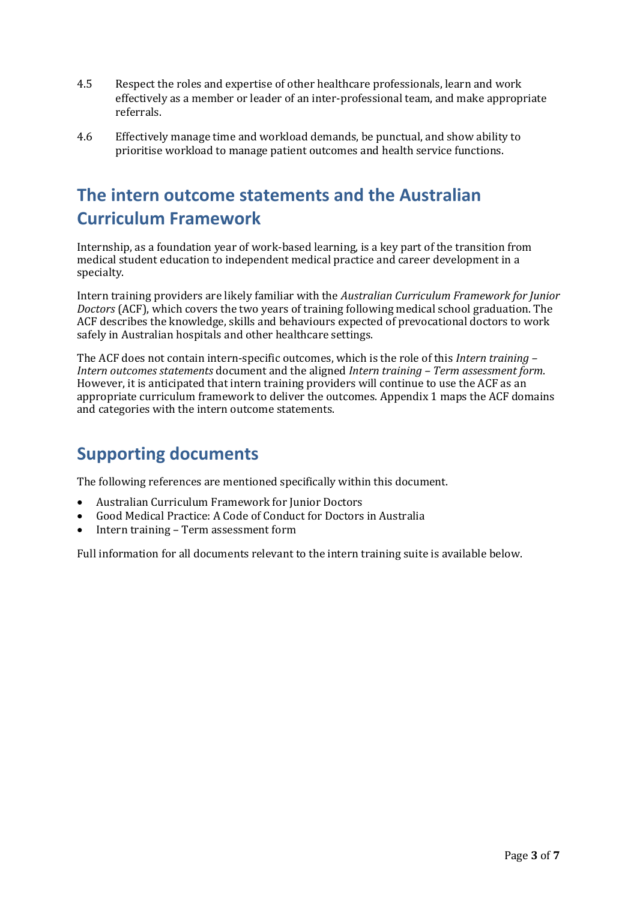4.5 Respect the roles and expertise of other healthcare professionals, learn and work effectively as a member or leader of an inter-professional team, and make appropriate referrals.

4.6 Effectively manage time and workload demands, be punctual, and show ability to prioritise workload to manage patient outcomes and health service functions.

## The intern outcome statements and the Australian Curriculum Framework

Internship, as a foundation year of work-based learning, is a key part of the transition from medical student education to independent medical practice and career development in a specialty.

Intern training providers are likely familiar with the *Australian Curriculum Framework for Junior Doctors* (ACF), which covers the two years of training following medical school graduation. The ACF describes the knowledge, skills and behaviours expected of prevocational doctors to work safely in Australian hospitals and other healthcare settings.

The ACF does not contain intern-specific outcomes, which is the role of this *Intern training – Intern outcomes statements* document and the aligned *Intern training – Term assessment form*. However, it is anticipated that intern training providers will continue to use the ACF as an appropriate curriculum framework to deliver the outcomes. Appendix 1 maps the ACF domains and categories with the intern outcome statements.

## Supporting documents

The following references are mentioned specifically within this document.

- Australian Curriculum Framework for Junior Doctors
- Good Medical Practice: A Code of Conduct for Doctors in Australia
- Intern training – Term assessment form

Full information for all documents relevant to the intern training suite is available below.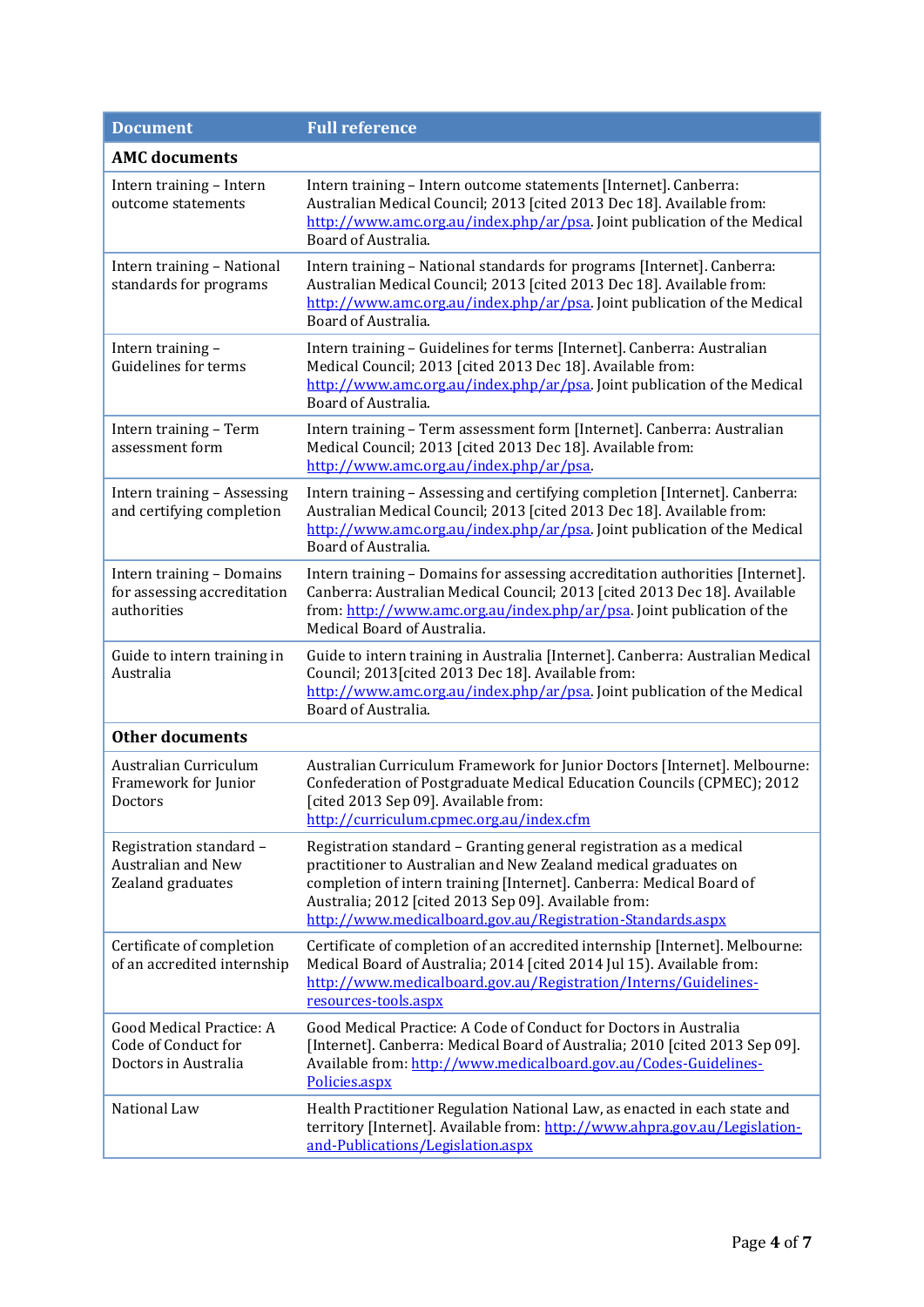| Document | Full reference |
|---|---|
| **AMC documents** | |
| Intern training – Intern outcome statements | Intern training – Intern outcome statements [Internet]. Canberra: Australian Medical Council; 2013 [cited 2013 Dec 18]. Available from: http://www.amc.org.au/index.php/ar/psa. Joint publication of the Medical Board of Australia. |
| Intern training – National standards for programs | Intern training – National standards for programs [Internet]. Canberra: Australian Medical Council; 2013 [cited 2013 Dec 18]. Available from: http://www.amc.org.au/index.php/ar/psa. Joint publication of the Medical Board of Australia. |
| Intern training – Guidelines for terms | Intern training – Guidelines for terms [Internet]. Canberra: Australian Medical Council; 2013 [cited 2013 Dec 18]. Available from: http://www.amc.org.au/index.php/ar/psa. Joint publication of the Medical Board of Australia. |
| Intern training – Term assessment form | Intern training – Term assessment form [Internet]. Canberra: Australian Medical Council; 2013 [cited 2013 Dec 18]. Available from: http://www.amc.org.au/index.php/ar/psa. |
| Intern training – Assessing and certifying completion | Intern training – Assessing and certifying completion [Internet]. Canberra: Australian Medical Council; 2013 [cited 2013 Dec 18]. Available from: http://www.amc.org.au/index.php/ar/psa. Joint publication of the Medical Board of Australia. |
| Intern training – Domains for assessing accreditation authorities | Intern training – Domains for assessing accreditation authorities [Internet]. Canberra: Australian Medical Council; 2013 [cited 2013 Dec 18]. Available from: http://www.amc.org.au/index.php/ar/psa. Joint publication of the Medical Board of Australia. |
| Guide to intern training in Australia | Guide to intern training in Australia [Internet]. Canberra: Australian Medical Council; 2013[cited 2013 Dec 18]. Available from: http://www.amc.org.au/index.php/ar/psa. Joint publication of the Medical Board of Australia. |
| **Other documents** | |
| Australian Curriculum Framework for Junior Doctors | Australian Curriculum Framework for Junior Doctors [Internet]. Melbourne: Confederation of Postgraduate Medical Education Councils (CPMEC); 2012 [cited 2013 Sep 09]. Available from: http://curriculum.cpmec.org.au/index.cfm |
| Registration standard – Australian and New Zealand graduates | Registration standard – Granting general registration as a medical practitioner to Australian and New Zealand medical graduates on completion of intern training [Internet]. Canberra: Medical Board of Australia; 2012 [cited 2013 Sep 09]. Available from: http://www.medicalboard.gov.au/Registration-Standards.aspx |
| Certificate of completion of an accredited internship | Certificate of completion of an accredited internship [Internet]. Melbourne: Medical Board of Australia; 2014 [cited 2014 Jul 15]. Available from: http://www.medicalboard.gov.au/Registration/Interns/Guidelines-resources-tools.aspx |
| Good Medical Practice: A Code of Conduct for Doctors in Australia | Good Medical Practice: A Code of Conduct for Doctors in Australia [Internet]. Canberra: Medical Board of Australia; 2010 [cited 2013 Sep 09]. Available from: http://www.medicalboard.gov.au/Codes-Guidelines-Policies.aspx |
| National Law | Health Practitioner Regulation National Law, as enacted in each state and territory [Internet]. Available from: http://www.ahpra.gov.au/Legislation-and-Publications/Legislation.aspx |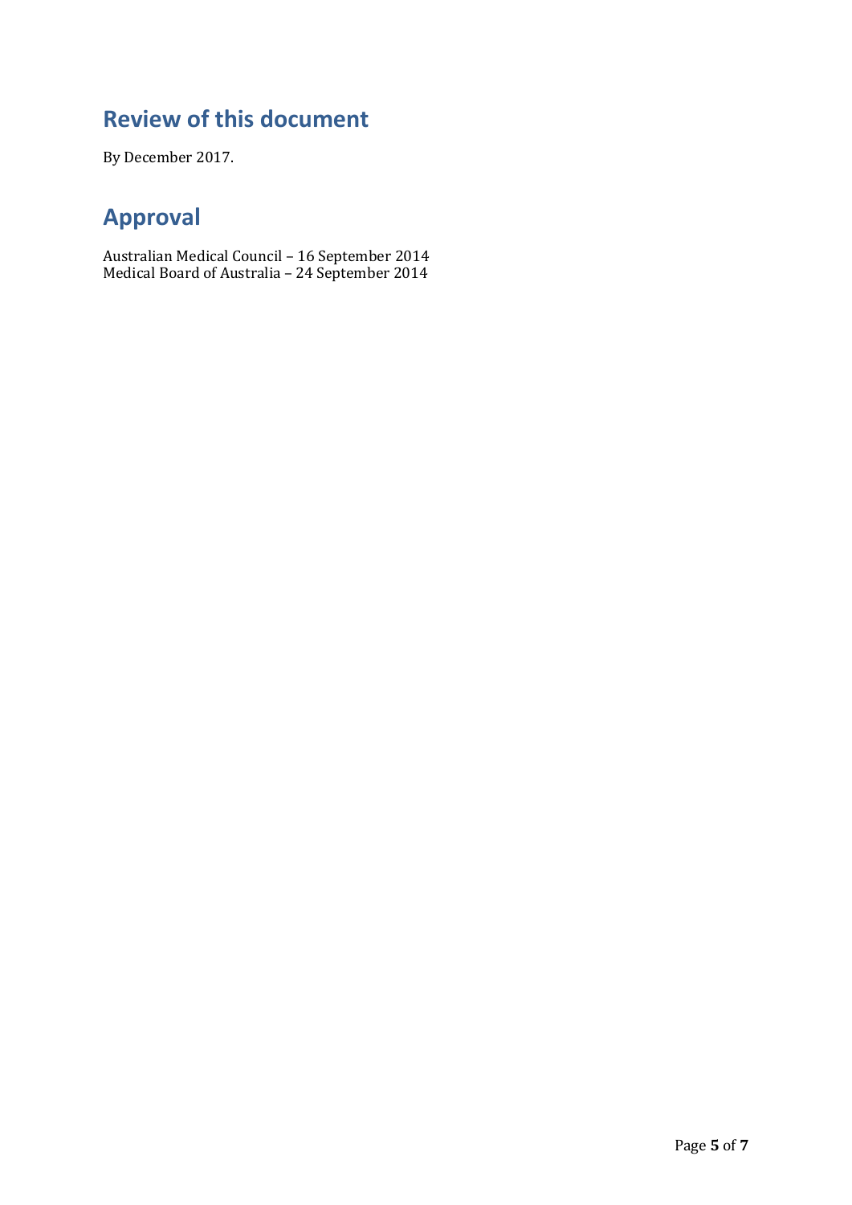## Review of this document

By December 2017.

## Approval

Australian Medical Council – 16 September 2014
Medical Board of Australia – 24 September 2014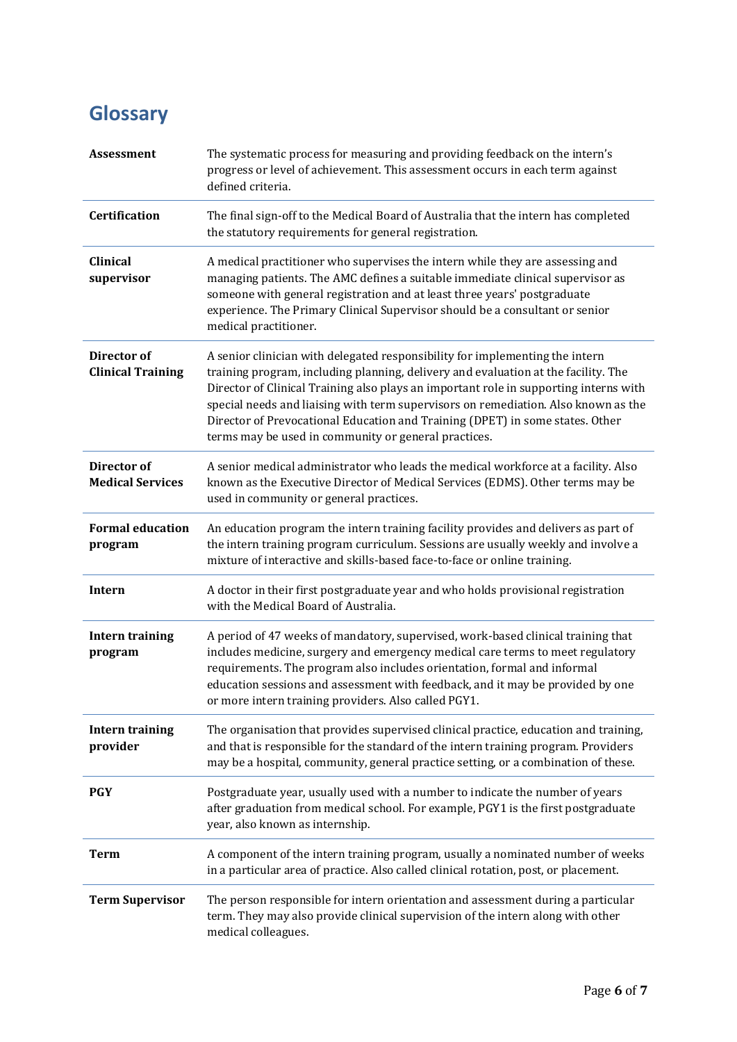# Glossary

| | |
|---|---|
| **Assessment** | The systematic process for measuring and providing feedback on the intern's progress or level of achievement. This assessment occurs in each term against defined criteria. |
| **Certification** | The final sign-off to the Medical Board of Australia that the intern has completed the statutory requirements for general registration. |
| **Clinical supervisor** | A medical practitioner who supervises the intern while they are assessing and managing patients. The AMC defines a suitable immediate clinical supervisor as someone with general registration and at least three years' postgraduate experience. The Primary Clinical Supervisor should be a consultant or senior medical practitioner. |
| **Director of Clinical Training** | A senior clinician with delegated responsibility for implementing the intern training program, including planning, delivery and evaluation at the facility. The Director of Clinical Training also plays an important role in supporting interns with special needs and liaising with term supervisors on remediation. Also known as the Director of Prevocational Education and Training (DPET) in some states. Other terms may be used in community or general practices. |
| **Director of Medical Services** | A senior medical administrator who leads the medical workforce at a facility. Also known as the Executive Director of Medical Services (EDMS). Other terms may be used in community or general practices. |
| **Formal education program** | An education program the intern training facility provides and delivers as part of the intern training program curriculum. Sessions are usually weekly and involve a mixture of interactive and skills-based face-to-face or online training. |
| **Intern** | A doctor in their first postgraduate year and who holds provisional registration with the Medical Board of Australia. |
| **Intern training program** | A period of 47 weeks of mandatory, supervised, work-based clinical training that includes medicine, surgery and emergency medical care terms to meet regulatory requirements. The program also includes orientation, formal and informal education sessions and assessment with feedback, and it may be provided by one or more intern training providers. Also called PGY1. |
| **Intern training provider** | The organisation that provides supervised clinical practice, education and training, and that is responsible for the standard of the intern training program. Providers may be a hospital, community, general practice setting, or a combination of these. |
| **PGY** | Postgraduate year, usually used with a number to indicate the number of years after graduation from medical school. For example, PGY1 is the first postgraduate year, also known as internship. |
| **Term** | A component of the intern training program, usually a nominated number of weeks in a particular area of practice. Also called clinical rotation, post, or placement. |
| **Term Supervisor** | The person responsible for intern orientation and assessment during a particular term. They may also provide clinical supervision of the intern along with other medical colleagues. |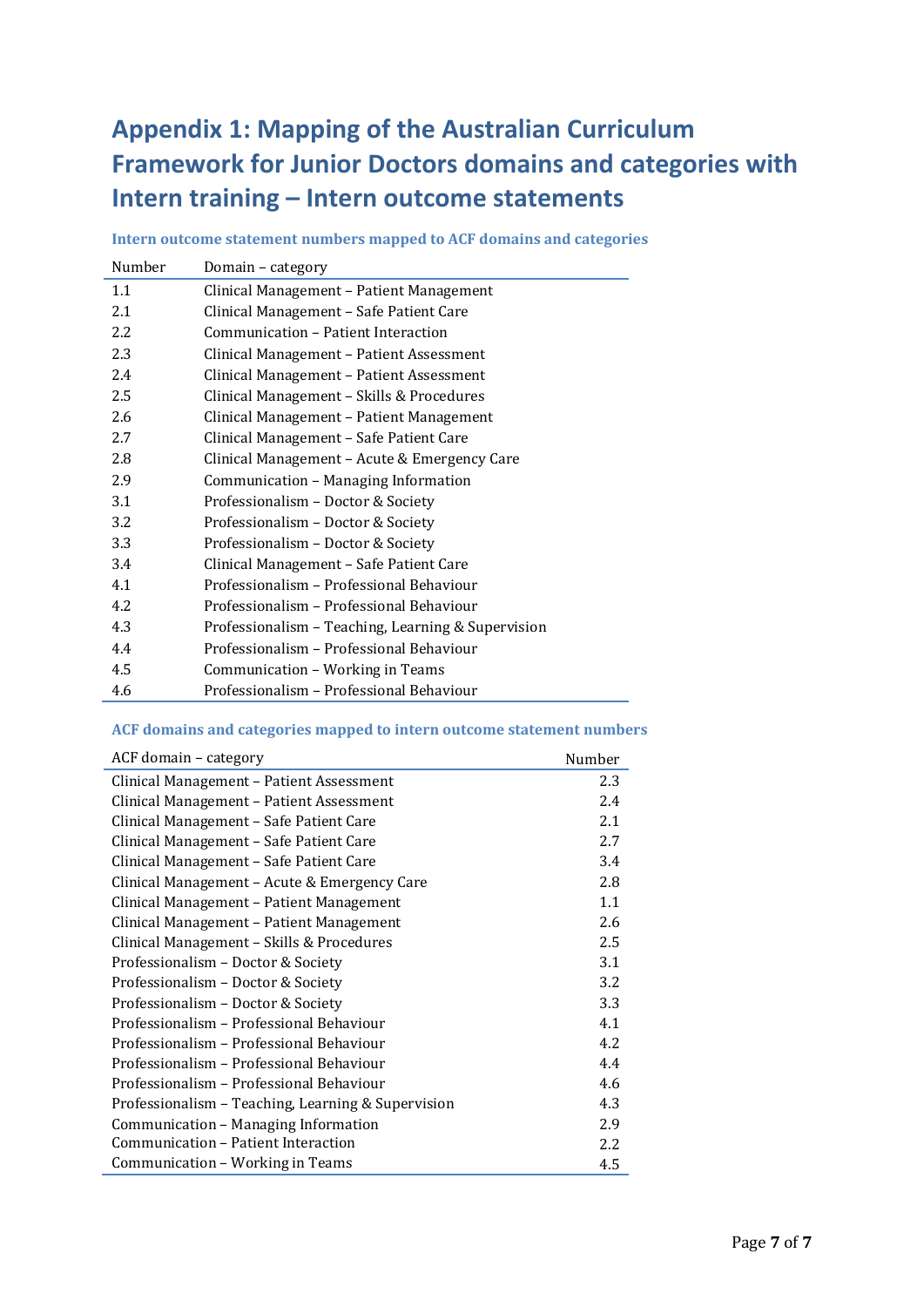# Appendix 1: Mapping of the Australian Curriculum Framework for Junior Doctors domains and categories with Intern training – Intern outcome statements

### Intern outcome statement numbers mapped to ACF domains and categories

| Number | Domain – category |
|---|---|
| 1.1 | Clinical Management – Patient Management |
| 2.1 | Clinical Management – Safe Patient Care |
| 2.2 | Communication – Patient Interaction |
| 2.3 | Clinical Management – Patient Assessment |
| 2.4 | Clinical Management – Patient Assessment |
| 2.5 | Clinical Management – Skills & Procedures |
| 2.6 | Clinical Management – Patient Management |
| 2.7 | Clinical Management – Safe Patient Care |
| 2.8 | Clinical Management – Acute & Emergency Care |
| 2.9 | Communication – Managing Information |
| 3.1 | Professionalism – Doctor & Society |
| 3.2 | Professionalism – Doctor & Society |
| 3.3 | Professionalism – Doctor & Society |
| 3.4 | Clinical Management – Safe Patient Care |
| 4.1 | Professionalism – Professional Behaviour |
| 4.2 | Professionalism – Professional Behaviour |
| 4.3 | Professionalism – Teaching, Learning & Supervision |
| 4.4 | Professionalism – Professional Behaviour |
| 4.5 | Communication – Working in Teams |
| 4.6 | Professionalism – Professional Behaviour |

### ACF domains and categories mapped to intern outcome statement numbers

| ACF domain – category | Number |
|---|---|
| Clinical Management – Patient Assessment | 2.3 |
| Clinical Management – Patient Assessment | 2.4 |
| Clinical Management – Safe Patient Care | 2.1 |
| Clinical Management – Safe Patient Care | 2.7 |
| Clinical Management – Safe Patient Care | 3.4 |
| Clinical Management – Acute & Emergency Care | 2.8 |
| Clinical Management – Patient Management | 1.1 |
| Clinical Management – Patient Management | 2.6 |
| Clinical Management – Skills & Procedures | 2.5 |
| Professionalism – Doctor & Society | 3.1 |
| Professionalism – Doctor & Society | 3.2 |
| Professionalism – Doctor & Society | 3.3 |
| Professionalism – Professional Behaviour | 4.1 |
| Professionalism – Professional Behaviour | 4.2 |
| Professionalism – Professional Behaviour | 4.4 |
| Professionalism – Professional Behaviour | 4.6 |
| Professionalism – Teaching, Learning & Supervision | 4.3 |
| Communication – Managing Information | 2.9 |
| Communication – Patient Interaction | 2.2 |
| Communication – Working in Teams | 4.5 |